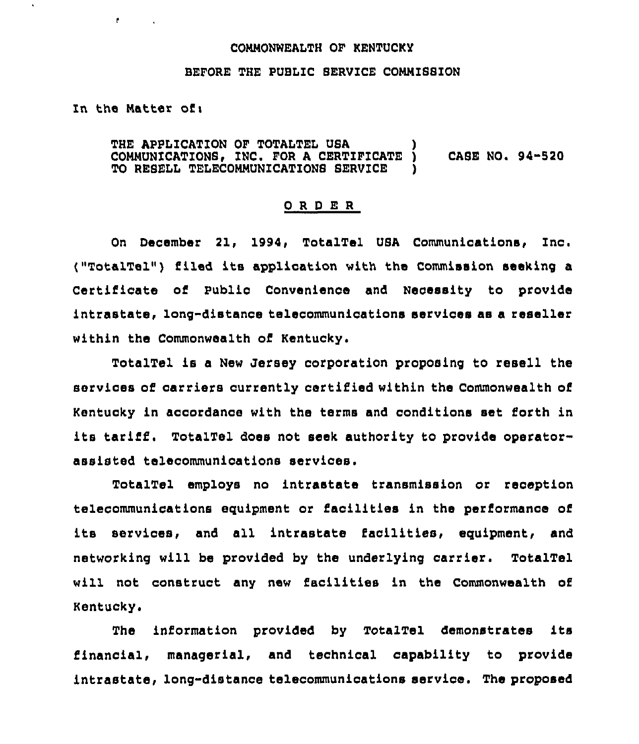COMMONWEALTH OF KENTUCKY

BEFORE THE PUBLIC SERVICE COMMISSION

In the Matter of:

THE APPLICATION OF TOTALTEL USA COMMUNICATIONS, INC. FOR A CERTIFICATE TO RESELL TELECOMMUNICATIONS SERVICE ) CASE NO. 94-520

## ORDER

On December 21, 1994, TotalTel USA Communications, Inc. ("TotalTel") filed its application with the Commission seeking a Certificate of Public Convenience and Necessity to provide intrastate, long-distance telecommunications services as a reseller within the Commonwealth of Kentucky.

TotalTel is a New Jersey corporation proposing to resell the services of carriers currently certified within the Commonwealth of Kentucky in accordance with the terms and conditions set forth in its tariff. TotalTel does not seek authority to provide operator-assisted telecommunications services.

TotalTel employs no intrastate transmission or reception telecommunications equipment or facilities in the performance of its services, and all intrastate facilities, equipment, and networking will be provided by the underlying carrier. TotalTel will not construct any new facilities in the Commonwealth of Kentucky.

The information provided by TotalTel demonstrates its financial, managerial, and technical capability to provide intrastate, long-distance telecommunications service. The proposed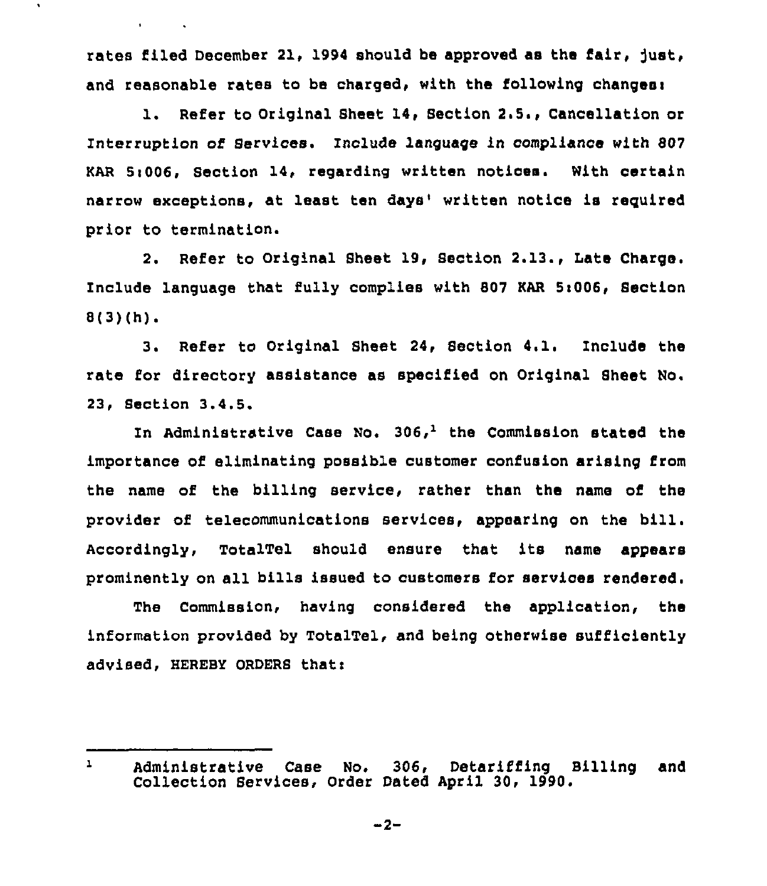rates filed December 21, 1994 should be approved as the fair, just, and reasonable rates to be charged, with the following changes:

1. Refer to Original Sheet 14, Section 2.5., Cancellation or Interruption of Services. Include language in compliance with 807 KAR 5:006, Section 14, regarding written notices. With certain narrow exceptions, at least ten days' written notice is required prior to termination.

2. Refer to Original Sheet 19, Section 2.13., Late Charge. Include language that fully complies with 807 KAR 5:006, Section 8(3)(h).

3. Refer to Original Sheet 24, Section 4.1. Include the rate for directory assistance as specified on Original Sheet No. 23, Section 3.4.5.

In Administrative Case No. 306,[1] the Commission stated the importance of eliminating possible customer confusion arising from the name of the billing service, rather than the name of the provider of telecommunications services, appearing on the bill. Accordingly, TotalTel should ensure that its name appears prominently on all bills issued to customers for services rendered.

The Commission, having considered the application, the information provided by TotalTel, and being otherwise sufficiently advised, HEREBY ORDERS that:

---

[1] Administrative Case No. 306, Detariffing Billing and Collection Services, Order Dated April 30, 1990.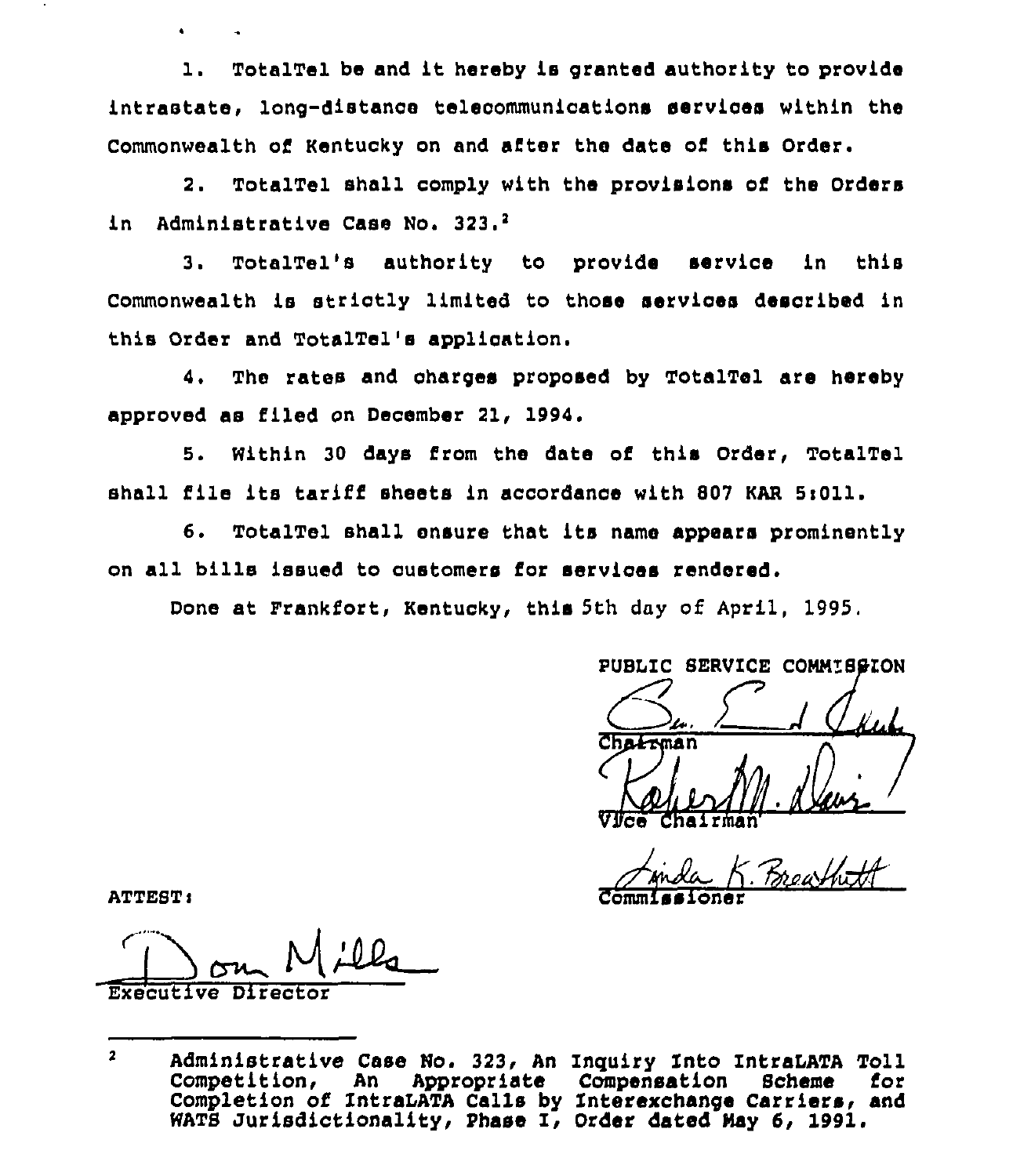1. TotalTel be and it hereby is granted authority to provide intrastate, long-distance telecommunications services within the Commonwealth of Kentucky on and after the date of this Order.

2. TotalTel shall comply with the provisions of the Orders in Administrative Case No. 323.[2]

3. TotalTel's authority to provide service in this Commonwealth is strictly limited to those services described in this Order and TotalTel's application.

4. The rates and charges proposed by TotalTel are hereby approved as filed on December 21, 1994.

5. Within 30 days from the date of this Order, TotalTel shall file its tariff sheets in accordance with 807 KAR 5:011.

6. TotalTel shall ensure that its name appears prominently on all bills issued to customers for services rendered.

Done at Frankfort, Kentucky, this 5th day of April, 1995.

PUBLIC SERVICE COMMISSION

Chairman

Vice Chairman

Commissioner

ATTEST:

Executive Director

---

[2] Administrative Case No. 323, An Inquiry Into IntraLATA Toll Competition, An Appropriate Compensation Scheme for Completion of IntraLATA Calls by Interexchange Carriers, and WATS Jurisdictionality, Phase I, Order dated May 6, 1991.